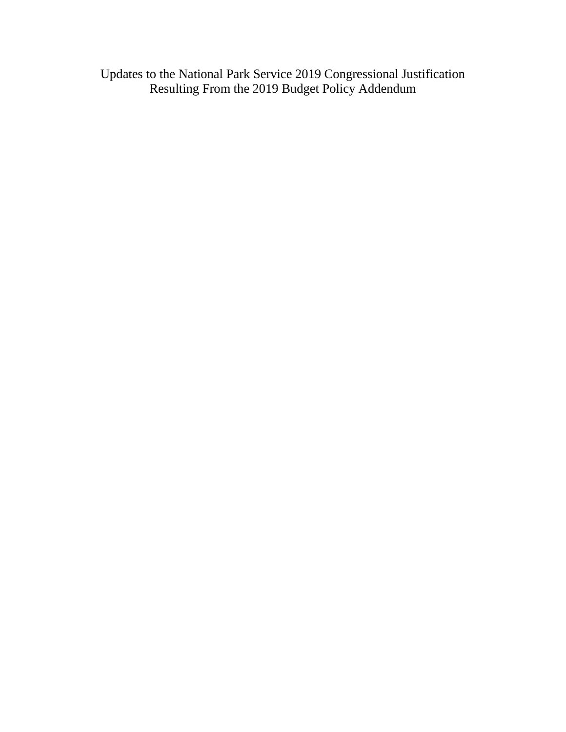# Updates to the National Park Service 2019 Congressional Justification Resulting From the 2019 Budget Policy Addendum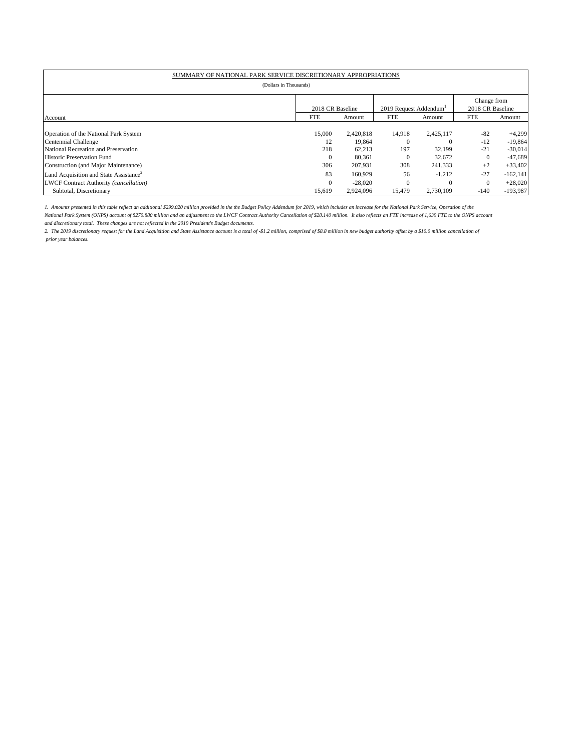SUMMARY OF NATIONAL PARK SERVICE DISCRETIONARY APPROPRIATIONS

(Dollars in Thousands)

| Account | 2018 CR Baseline | | 2019 Request Addendum[1] | | Change from 2018 CR Baseline | |
|---|---|---|---|---|---|---|
| | FTE | Amount | FTE | Amount | FTE | Amount |
| Operation of the National Park System | 15,000 | 2,420,818 | 14,918 | 2,425,117 | -82 | +4,299 |
| Centennial Challenge | 12 | 19,864 | 0 | 0 | -12 | -19,864 |
| National Recreation and Preservation | 218 | 62,213 | 197 | 32,199 | -21 | -30,014 |
| Historic Preservation Fund | 0 | 80,361 | 0 | 32,672 | 0 | -47,689 |
| Construction (and Major Maintenance) | 306 | 207,931 | 308 | 241,333 | +2 | +33,402 |
| Land Acquisition and State Assistance[2] | 83 | 160,929 | 56 | -1,212 | -27 | -162,141 |
| LWCF Contract Authority *(cancellation)* | 0 | -28,020 | 0 | 0 | 0 | +28,020 |
| Subtotal, Discretionary | 15,619 | 2,924,096 | 15,479 | 2,730,109 | -140 | -193,987 |

*1. Amounts presented in this table reflect an additional $299.020 million provided in the the Budget Policy Addendum for 2019, which includes an increase for the National Park Service, Operation of the National Park System (ONPS) account of $270.880 million and an adjustment to the LWCF Contract Authority Cancellation of $28.140 million. It also reflects an FTE increase of 1,639 FTE to the ONPS account and discretionary total. These changes are not reflected in the 2019 President's Budget documents.*

*2. The 2019 discretionary request for the Land Acquisition and State Assistance account is a total of -$1.2 million, comprised of $8.8 million in new budget authority offset by a $10.0 million cancellation of prior year balances.*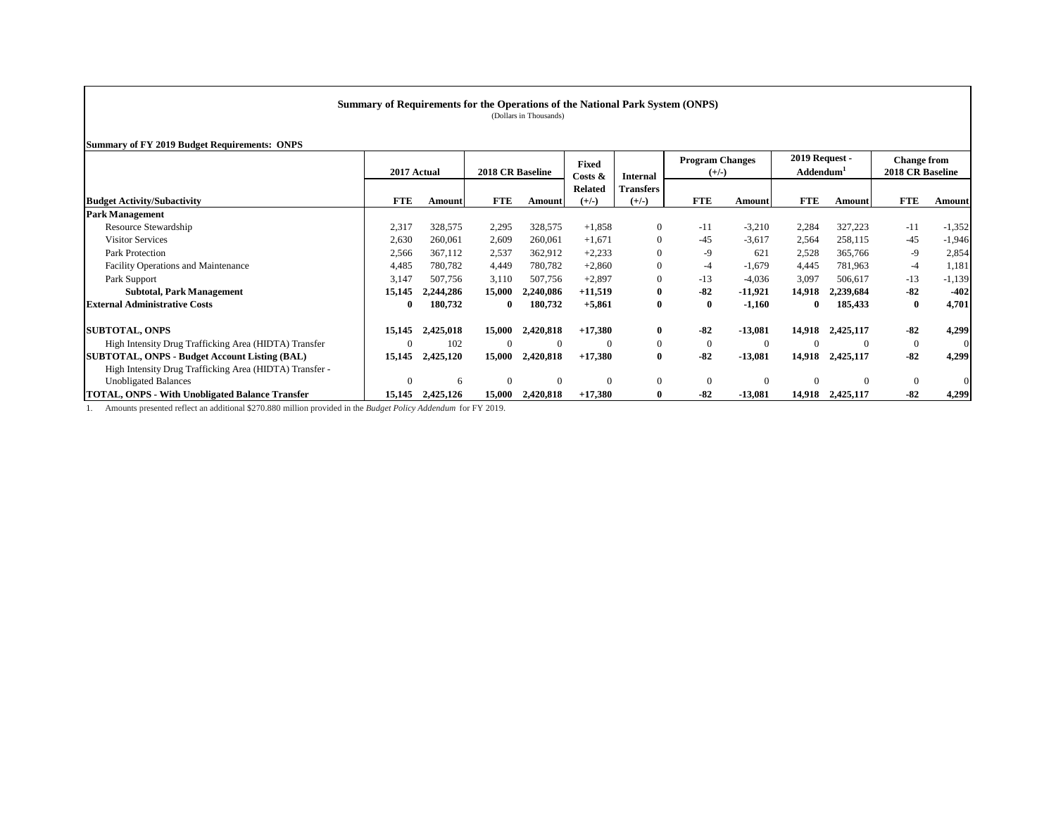## Summary of Requirements for the Operations of the National Park System (ONPS)

(Dollars in Thousands)

**Summary of FY 2019 Budget Requirements: ONPS**

| Budget Activity/Subactivity | 2017 Actual | | 2018 CR Baseline | | Fixed Costs & Related (+/-) | Internal Transfers (+/-) | Program Changes (+/-) | | 2019 Request - Addendum[1] | | Change from 2018 CR Baseline | |
|---|---|---|---|---|---|---|---|---|---|---|---|---|
| | FTE | Amount | FTE | Amount | | | FTE | Amount | FTE | Amount | FTE | Amount |
| **Park Management** | | | | | | | | | | | | |
| Resource Stewardship | 2,317 | 328,575 | 2,295 | 328,575 | +1,858 | 0 | -11 | -3,210 | 2,284 | 327,223 | -11 | -1,352 |
| Visitor Services | 2,630 | 260,061 | 2,609 | 260,061 | +1,671 | 0 | -45 | -3,617 | 2,564 | 258,115 | -45 | -1,946 |
| Park Protection | 2,566 | 367,112 | 2,537 | 362,912 | +2,233 | 0 | -9 | 621 | 2,528 | 365,766 | -9 | 2,854 |
| Facility Operations and Maintenance | 4,485 | 780,782 | 4,449 | 780,782 | +2,860 | 0 | -4 | -1,679 | 4,445 | 781,963 | -4 | 1,181 |
| Park Support | 3,147 | 507,756 | 3,110 | 507,756 | +2,897 | 0 | -13 | -4,036 | 3,097 | 506,617 | -13 | -1,139 |
| **Subtotal, Park Management** | **15,145** | **2,244,286** | **15,000** | **2,240,086** | **+11,519** | **0** | **-82** | **-11,921** | **14,918** | **2,239,684** | **-82** | **-402** |
| **External Administrative Costs** | **0** | **180,732** | **0** | **180,732** | **+5,861** | **0** | **0** | **-1,160** | **0** | **185,433** | **0** | **4,701** |
| **SUBTOTAL, ONPS** | **15,145** | **2,425,018** | **15,000** | **2,420,818** | **+17,380** | **0** | **-82** | **-13,081** | **14,918** | **2,425,117** | **-82** | **4,299** |
| High Intensity Drug Trafficking Area (HIDTA) Transfer | 0 | 102 | 0 | 0 | 0 | 0 | 0 | 0 | 0 | 0 | 0 | 0 |
| **SUBTOTAL, ONPS - Budget Account Listing (BAL)** | **15,145** | **2,425,120** | **15,000** | **2,420,818** | **+17,380** | **0** | **-82** | **-13,081** | **14,918** | **2,425,117** | **-82** | **4,299** |
| High Intensity Drug Trafficking Area (HIDTA) Transfer - Unobligated Balances | 0 | 6 | 0 | 0 | 0 | 0 | 0 | 0 | 0 | 0 | 0 | 0 |
| **TOTAL, ONPS - With Unobligated Balance Transfer** | **15,145** | **2,425,126** | **15,000** | **2,420,818** | **+17,380** | **0** | **-82** | **-13,081** | **14,918** | **2,425,117** | **-82** | **4,299** |

1. Amounts presented reflect an additional $270.880 million provided in the *Budget Policy Addendum* for FY 2019.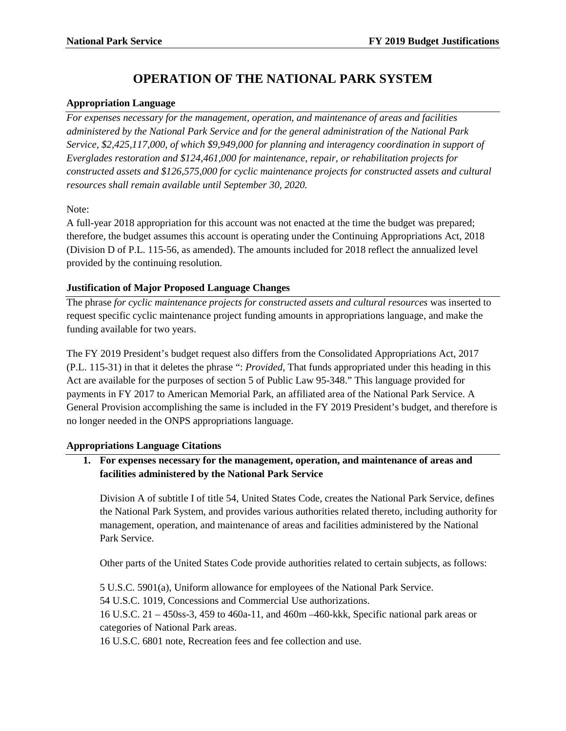# OPERATION OF THE NATIONAL PARK SYSTEM

### Appropriation Language

*For expenses necessary for the management, operation, and maintenance of areas and facilities administered by the National Park Service and for the general administration of the National Park Service, $2,425,117,000, of which $9,949,000 for planning and interagency coordination in support of Everglades restoration and $124,461,000 for maintenance, repair, or rehabilitation projects for constructed assets and $126,575,000 for cyclic maintenance projects for constructed assets and cultural resources shall remain available until September 30, 2020.*

Note:
A full-year 2018 appropriation for this account was not enacted at the time the budget was prepared; therefore, the budget assumes this account is operating under the Continuing Appropriations Act, 2018 (Division D of P.L. 115-56, as amended). The amounts included for 2018 reflect the annualized level provided by the continuing resolution.

### Justification of Major Proposed Language Changes

The phrase *for cyclic maintenance projects for constructed assets and cultural resources* was inserted to request specific cyclic maintenance project funding amounts in appropriations language, and make the funding available for two years.

The FY 2019 President's budget request also differs from the Consolidated Appropriations Act, 2017 (P.L. 115-31) in that it deletes the phrase ": *Provided*, That funds appropriated under this heading in this Act are available for the purposes of section 5 of Public Law 95-348." This language provided for payments in FY 2017 to American Memorial Park, an affiliated area of the National Park Service. A General Provision accomplishing the same is included in the FY 2019 President's budget, and therefore is no longer needed in the ONPS appropriations language.

### Appropriations Language Citations

1. **For expenses necessary for the management, operation, and maintenance of areas and facilities administered by the National Park Service**

   Division A of subtitle I of title 54, United States Code, creates the National Park Service, defines the National Park System, and provides various authorities related thereto, including authority for management, operation, and maintenance of areas and facilities administered by the National Park Service.

   Other parts of the United States Code provide authorities related to certain subjects, as follows:

   5 U.S.C. 5901(a), Uniform allowance for employees of the National Park Service.
   54 U.S.C. 1019, Concessions and Commercial Use authorizations.
   16 U.S.C. 21 – 450ss-3, 459 to 460a-11, and 460m –460-kkk, Specific national park areas or categories of National Park areas.
   16 U.S.C. 6801 note, Recreation fees and fee collection and use.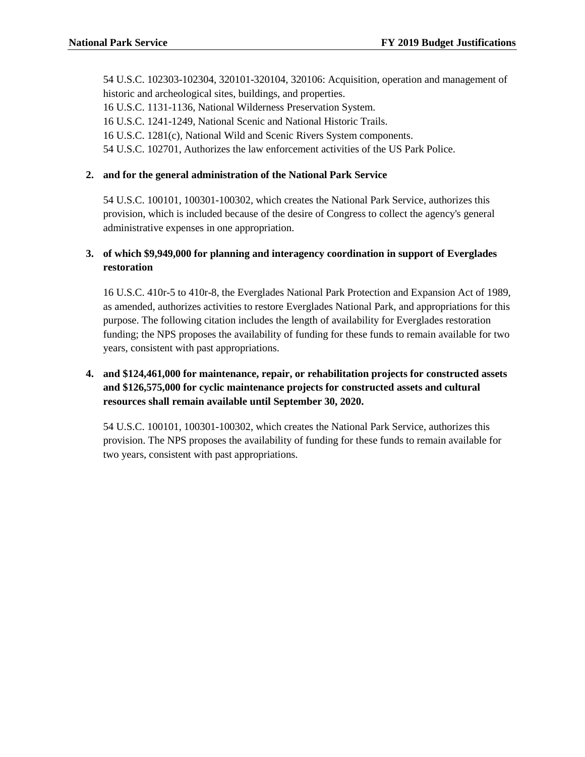54 U.S.C. 102303-102304, 320101-320104, 320106: Acquisition, operation and management of historic and archeological sites, buildings, and properties.
16 U.S.C. 1131-1136, National Wilderness Preservation System.
16 U.S.C. 1241-1249, National Scenic and National Historic Trails.
16 U.S.C. 1281(c), National Wild and Scenic Rivers System components.
54 U.S.C. 102701, Authorizes the law enforcement activities of the US Park Police.

**2. and for the general administration of the National Park Service**

54 U.S.C. 100101, 100301-100302, which creates the National Park Service, authorizes this provision, which is included because of the desire of Congress to collect the agency's general administrative expenses in one appropriation.

**3. of which $9,949,000 for planning and interagency coordination in support of Everglades restoration**

16 U.S.C. 410r-5 to 410r-8, the Everglades National Park Protection and Expansion Act of 1989, as amended, authorizes activities to restore Everglades National Park, and appropriations for this purpose. The following citation includes the length of availability for Everglades restoration funding; the NPS proposes the availability of funding for these funds to remain available for two years, consistent with past appropriations.

**4. and $124,461,000 for maintenance, repair, or rehabilitation projects for constructed assets and $126,575,000 for cyclic maintenance projects for constructed assets and cultural resources shall remain available until September 30, 2020.**

54 U.S.C. 100101, 100301-100302, which creates the National Park Service, authorizes this provision. The NPS proposes the availability of funding for these funds to remain available for two years, consistent with past appropriations.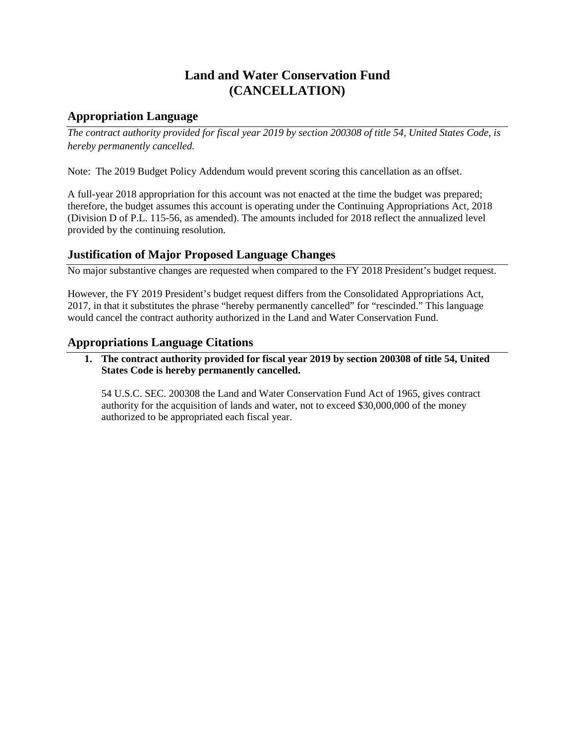# Land and Water Conservation Fund (CANCELLATION)

## Appropriation Language

*The contract authority provided for fiscal year 2019 by section 200308 of title 54, United States Code, is hereby permanently cancelled.*

Note: The 2019 Budget Policy Addendum would prevent scoring this cancellation as an offset.

A full-year 2018 appropriation for this account was not enacted at the time the budget was prepared; therefore, the budget assumes this account is operating under the Continuing Appropriations Act, 2018 (Division D of P.L. 115-56, as amended). The amounts included for 2018 reflect the annualized level provided by the continuing resolution.

## Justification of Major Proposed Language Changes

No major substantive changes are requested when compared to the FY 2018 President's budget request.

However, the FY 2019 President's budget request differs from the Consolidated Appropriations Act, 2017, in that it substitutes the phrase "hereby permanently cancelled" for "rescinded." This language would cancel the contract authority authorized in the Land and Water Conservation Fund.

## Appropriations Language Citations

1. **The contract authority provided for fiscal year 2019 by section 200308 of title 54, United States Code is hereby permanently cancelled.**

   54 U.S.C. SEC. 200308 the Land and Water Conservation Fund Act of 1965, gives contract authority for the acquisition of lands and water, not to exceed $30,000,000 of the money authorized to be appropriated each fiscal year.